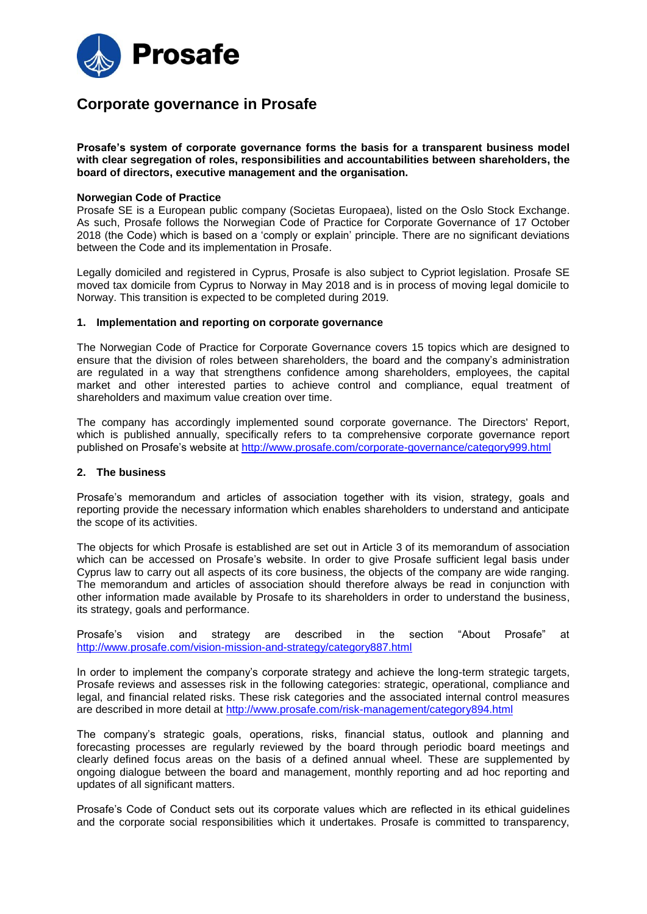# Corporate governance in Prosafe

**Prosafe's system of corporate governance forms the basis for a transparent business model with clear segregation of roles, responsibilities and accountabilities between shareholders, the board of directors, executive management and the organisation.**

**Norwegian Code of Practice**

Prosafe SE is a European public company (Societas Europaea), listed on the Oslo Stock Exchange. As such, Prosafe follows the Norwegian Code of Practice for Corporate Governance of 17 October 2018 (the Code) which is based on a 'comply or explain' principle. There are no significant deviations between the Code and its implementation in Prosafe.

Legally domiciled and registered in Cyprus, Prosafe is also subject to Cypriot legislation. Prosafe SE moved tax domicile from Cyprus to Norway in May 2018 and is in process of moving legal domicile to Norway. This transition is expected to be completed during 2019.

## 1. Implementation and reporting on corporate governance

The Norwegian Code of Practice for Corporate Governance covers 15 topics which are designed to ensure that the division of roles between shareholders, the board and the company's administration are regulated in a way that strengthens confidence among shareholders, employees, the capital market and other interested parties to achieve control and compliance, equal treatment of shareholders and maximum value creation over time.

The company has accordingly implemented sound corporate governance. The Directors' Report, which is published annually, specifically refers to ta comprehensive corporate governance report published on Prosafe's website at http://www.prosafe.com/corporate-governance/category999.html

## 2. The business

Prosafe's memorandum and articles of association together with its vision, strategy, goals and reporting provide the necessary information which enables shareholders to understand and anticipate the scope of its activities.

The objects for which Prosafe is established are set out in Article 3 of its memorandum of association which can be accessed on Prosafe's website. In order to give Prosafe sufficient legal basis under Cyprus law to carry out all aspects of its core business, the objects of the company are wide ranging. The memorandum and articles of association should therefore always be read in conjunction with other information made available by Prosafe to its shareholders in order to understand the business, its strategy, goals and performance.

Prosafe's vision and strategy are described in the section "About Prosafe" at http://www.prosafe.com/vision-mission-and-strategy/category887.html

In order to implement the company's corporate strategy and achieve the long-term strategic targets, Prosafe reviews and assesses risk in the following categories: strategic, operational, compliance and legal, and financial related risks. These risk categories and the associated internal control measures are described in more detail at http://www.prosafe.com/risk-management/category894.html

The company's strategic goals, operations, risks, financial status, outlook and planning and forecasting processes are regularly reviewed by the board through periodic board meetings and clearly defined focus areas on the basis of a defined annual wheel. These are supplemented by ongoing dialogue between the board and management, monthly reporting and ad hoc reporting and updates of all significant matters.

Prosafe's Code of Conduct sets out its corporate values which are reflected in its ethical guidelines and the corporate social responsibilities which it undertakes. Prosafe is committed to transparency,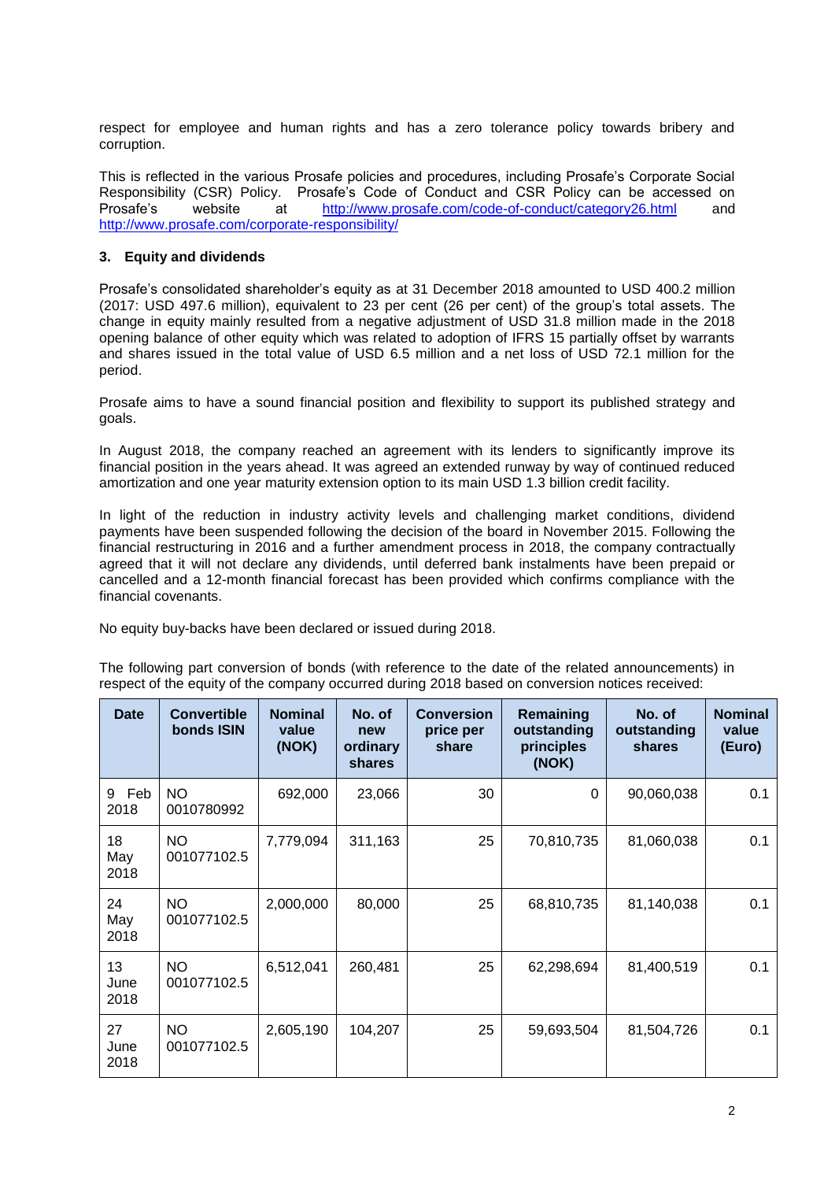respect for employee and human rights and has a zero tolerance policy towards bribery and corruption.

This is reflected in the various Prosafe policies and procedures, including Prosafe's Corporate Social Responsibility (CSR) Policy. Prosafe's Code of Conduct and CSR Policy can be accessed on Prosafe's website at http://www.prosafe.com/code-of-conduct/category26.html and http://www.prosafe.com/corporate-responsibility/

## 3. Equity and dividends

Prosafe's consolidated shareholder's equity as at 31 December 2018 amounted to USD 400.2 million (2017: USD 497.6 million), equivalent to 23 per cent (26 per cent) of the group's total assets. The change in equity mainly resulted from a negative adjustment of USD 31.8 million made in the 2018 opening balance of other equity which was related to adoption of IFRS 15 partially offset by warrants and shares issued in the total value of USD 6.5 million and a net loss of USD 72.1 million for the period.

Prosafe aims to have a sound financial position and flexibility to support its published strategy and goals.

In August 2018, the company reached an agreement with its lenders to significantly improve its financial position in the years ahead. It was agreed an extended runway by way of continued reduced amortization and one year maturity extension option to its main USD 1.3 billion credit facility.

In light of the reduction in industry activity levels and challenging market conditions, dividend payments have been suspended following the decision of the board in November 2015. Following the financial restructuring in 2016 and a further amendment process in 2018, the company contractually agreed that it will not declare any dividends, until deferred bank instalments have been prepaid or cancelled and a 12-month financial forecast has been provided which confirms compliance with the financial covenants.

No equity buy-backs have been declared or issued during 2018.

The following part conversion of bonds (with reference to the date of the related announcements) in respect of the equity of the company occurred during 2018 based on conversion notices received:

| Date | Convertible bonds ISIN | Nominal value (NOK) | No. of new ordinary shares | Conversion price per share | Remaining outstanding principles (NOK) | No. of outstanding shares | Nominal value (Euro) |
|---|---|---|---|---|---|---|---|
| 9 Feb 2018 | NO 0010780992 | 692,000 | 23,066 | 30 | 0 | 90,060,038 | 0.1 |
| 18 May 2018 | NO 001077102.5 | 7,779,094 | 311,163 | 25 | 70,810,735 | 81,060,038 | 0.1 |
| 24 May 2018 | NO 001077102.5 | 2,000,000 | 80,000 | 25 | 68,810,735 | 81,140,038 | 0.1 |
| 13 June 2018 | NO 001077102.5 | 6,512,041 | 260,481 | 25 | 62,298,694 | 81,400,519 | 0.1 |
| 27 June 2018 | NO 001077102.5 | 2,605,190 | 104,207 | 25 | 59,693,504 | 81,504,726 | 0.1 |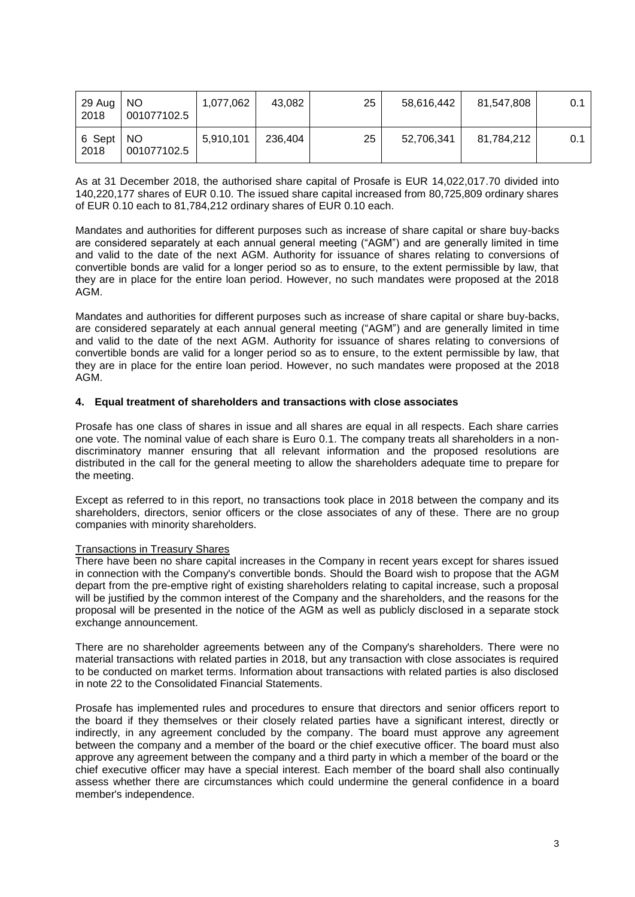| 29 Aug 2018 | NO 001077102.5 | 1,077,062 | 43,082 | 25 | 58,616,442 | 81,547,808 | 0.1 |
|---|---|---|---|---|---|---|---|
| 6 Sept 2018 | NO 001077102.5 | 5,910,101 | 236,404 | 25 | 52,706,341 | 81,784,212 | 0.1 |

As at 31 December 2018, the authorised share capital of Prosafe is EUR 14,022,017.70 divided into 140,220,177 shares of EUR 0.10. The issued share capital increased from 80,725,809 ordinary shares of EUR 0.10 each to 81,784,212 ordinary shares of EUR 0.10 each.

Mandates and authorities for different purposes such as increase of share capital or share buy-backs are considered separately at each annual general meeting ("AGM") and are generally limited in time and valid to the date of the next AGM. Authority for issuance of shares relating to conversions of convertible bonds are valid for a longer period so as to ensure, to the extent permissible by law, that they are in place for the entire loan period. However, no such mandates were proposed at the 2018 AGM.

Mandates and authorities for different purposes such as increase of share capital or share buy-backs, are considered separately at each annual general meeting ("AGM") and are generally limited in time and valid to the date of the next AGM. Authority for issuance of shares relating to conversions of convertible bonds are valid for a longer period so as to ensure, to the extent permissible by law, that they are in place for the entire loan period. However, no such mandates were proposed at the 2018 AGM.

## 4. Equal treatment of shareholders and transactions with close associates

Prosafe has one class of shares in issue and all shares are equal in all respects. Each share carries one vote. The nominal value of each share is Euro 0.1. The company treats all shareholders in a non-discriminatory manner ensuring that all relevant information and the proposed resolutions are distributed in the call for the general meeting to allow the shareholders adequate time to prepare for the meeting.

Except as referred to in this report, no transactions took place in 2018 between the company and its shareholders, directors, senior officers or the close associates of any of these. There are no group companies with minority shareholders.

Transactions in Treasury Shares

There have been no share capital increases in the Company in recent years except for shares issued in connection with the Company's convertible bonds. Should the Board wish to propose that the AGM depart from the pre-emptive right of existing shareholders relating to capital increase, such a proposal will be justified by the common interest of the Company and the shareholders, and the reasons for the proposal will be presented in the notice of the AGM as well as publicly disclosed in a separate stock exchange announcement.

There are no shareholder agreements between any of the Company's shareholders. There were no material transactions with related parties in 2018, but any transaction with close associates is required to be conducted on market terms. Information about transactions with related parties is also disclosed in note 22 to the Consolidated Financial Statements.

Prosafe has implemented rules and procedures to ensure that directors and senior officers report to the board if they themselves or their closely related parties have a significant interest, directly or indirectly, in any agreement concluded by the company. The board must approve any agreement between the company and a member of the board or the chief executive officer. The board must also approve any agreement between the company and a third party in which a member of the board or the chief executive officer may have a special interest. Each member of the board shall also continually assess whether there are circumstances which could undermine the general confidence in a board member's independence.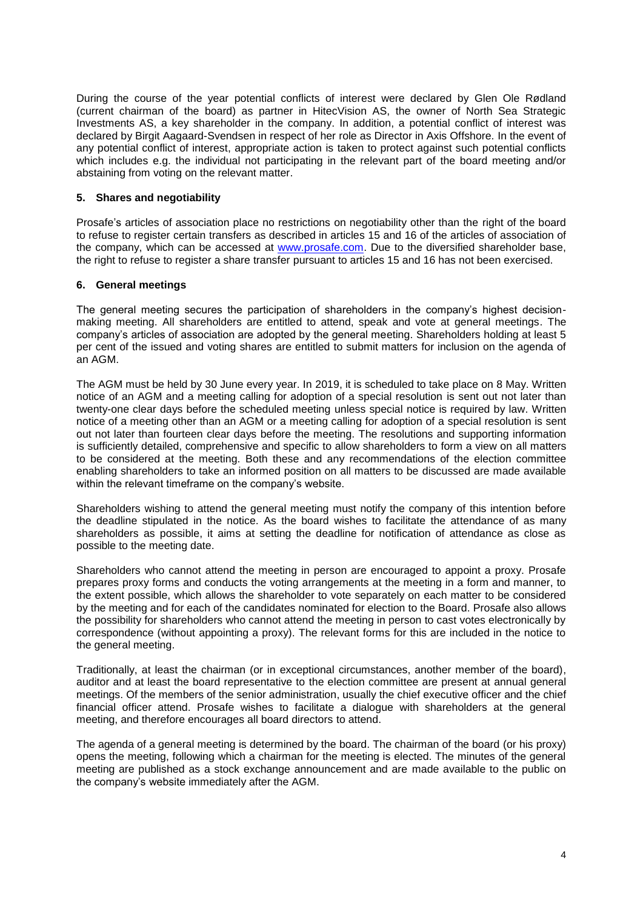During the course of the year potential conflicts of interest were declared by Glen Ole Rødland (current chairman of the board) as partner in HitecVision AS, the owner of North Sea Strategic Investments AS, a key shareholder in the company. In addition, a potential conflict of interest was declared by Birgit Aagaard-Svendsen in respect of her role as Director in Axis Offshore. In the event of any potential conflict of interest, appropriate action is taken to protect against such potential conflicts which includes e.g. the individual not participating in the relevant part of the board meeting and/or abstaining from voting on the relevant matter.

### 5. Shares and negotiability

Prosafe's articles of association place no restrictions on negotiability other than the right of the board to refuse to register certain transfers as described in articles 15 and 16 of the articles of association of the company, which can be accessed at www.prosafe.com. Due to the diversified shareholder base, the right to refuse to register a share transfer pursuant to articles 15 and 16 has not been exercised.

### 6. General meetings

The general meeting secures the participation of shareholders in the company's highest decision-making meeting. All shareholders are entitled to attend, speak and vote at general meetings. The company's articles of association are adopted by the general meeting. Shareholders holding at least 5 per cent of the issued and voting shares are entitled to submit matters for inclusion on the agenda of an AGM.

The AGM must be held by 30 June every year. In 2019, it is scheduled to take place on 8 May. Written notice of an AGM and a meeting calling for adoption of a special resolution is sent out not later than twenty-one clear days before the scheduled meeting unless special notice is required by law. Written notice of a meeting other than an AGM or a meeting calling for adoption of a special resolution is sent out not later than fourteen clear days before the meeting. The resolutions and supporting information is sufficiently detailed, comprehensive and specific to allow shareholders to form a view on all matters to be considered at the meeting. Both these and any recommendations of the election committee enabling shareholders to take an informed position on all matters to be discussed are made available within the relevant timeframe on the company's website.

Shareholders wishing to attend the general meeting must notify the company of this intention before the deadline stipulated in the notice. As the board wishes to facilitate the attendance of as many shareholders as possible, it aims at setting the deadline for notification of attendance as close as possible to the meeting date.

Shareholders who cannot attend the meeting in person are encouraged to appoint a proxy. Prosafe prepares proxy forms and conducts the voting arrangements at the meeting in a form and manner, to the extent possible, which allows the shareholder to vote separately on each matter to be considered by the meeting and for each of the candidates nominated for election to the Board. Prosafe also allows the possibility for shareholders who cannot attend the meeting in person to cast votes electronically by correspondence (without appointing a proxy). The relevant forms for this are included in the notice to the general meeting.

Traditionally, at least the chairman (or in exceptional circumstances, another member of the board), auditor and at least the board representative to the election committee are present at annual general meetings. Of the members of the senior administration, usually the chief executive officer and the chief financial officer attend. Prosafe wishes to facilitate a dialogue with shareholders at the general meeting, and therefore encourages all board directors to attend.

The agenda of a general meeting is determined by the board. The chairman of the board (or his proxy) opens the meeting, following which a chairman for the meeting is elected. The minutes of the general meeting are published as a stock exchange announcement and are made available to the public on the company's website immediately after the AGM.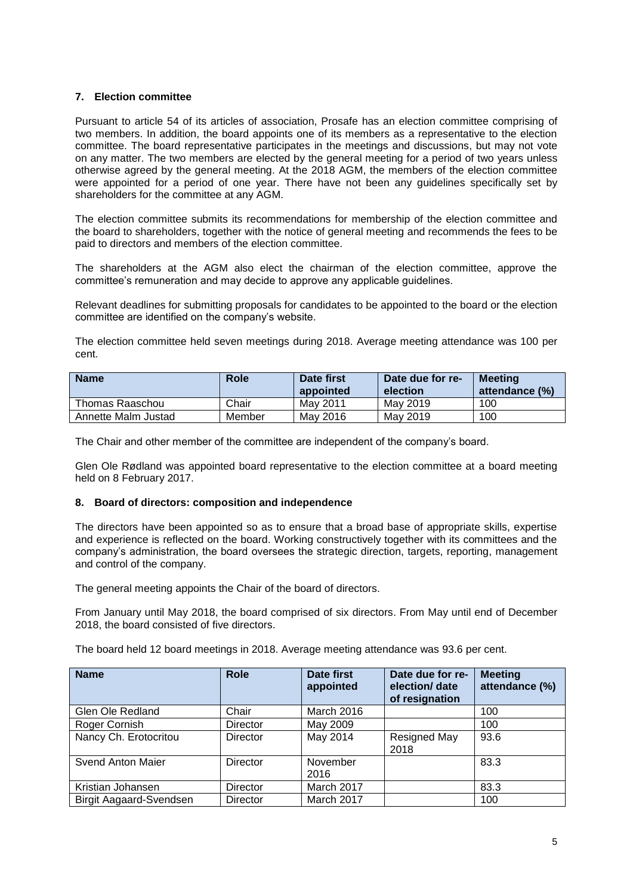### 7. Election committee

Pursuant to article 54 of its articles of association, Prosafe has an election committee comprising of two members. In addition, the board appoints one of its members as a representative to the election committee. The board representative participates in the meetings and discussions, but may not vote on any matter. The two members are elected by the general meeting for a period of two years unless otherwise agreed by the general meeting. At the 2018 AGM, the members of the election committee were appointed for a period of one year. There have not been any guidelines specifically set by shareholders for the committee at any AGM.

The election committee submits its recommendations for membership of the election committee and the board to shareholders, together with the notice of general meeting and recommends the fees to be paid to directors and members of the election committee.

The shareholders at the AGM also elect the chairman of the election committee, approve the committee's remuneration and may decide to approve any applicable guidelines.

Relevant deadlines for submitting proposals for candidates to be appointed to the board or the election committee are identified on the company's website.

The election committee held seven meetings during 2018. Average meeting attendance was 100 per cent.

| Name | Role | Date first appointed | Date due for re-election | Meeting attendance (%) |
|---|---|---|---|---|
| Thomas Raaschou | Chair | May 2011 | May 2019 | 100 |
| Annette Malm Justad | Member | May 2016 | May 2019 | 100 |

The Chair and other member of the committee are independent of the company's board.

Glen Ole Rødland was appointed board representative to the election committee at a board meeting held on 8 February 2017.

### 8. Board of directors: composition and independence

The directors have been appointed so as to ensure that a broad base of appropriate skills, expertise and experience is reflected on the board. Working constructively together with its committees and the company's administration, the board oversees the strategic direction, targets, reporting, management and control of the company.

The general meeting appoints the Chair of the board of directors.

From January until May 2018, the board comprised of six directors. From May until end of December 2018, the board consisted of five directors.

The board held 12 board meetings in 2018. Average meeting attendance was 93.6 per cent.

| Name | Role | Date first appointed | Date due for re-election/ date of resignation | Meeting attendance (%) |
|---|---|---|---|---|
| Glen Ole Redland | Chair | March 2016 | | 100 |
| Roger Cornish | Director | May 2009 | | 100 |
| Nancy Ch. Erotocritou | Director | May 2014 | Resigned May 2018 | 93.6 |
| Svend Anton Maier | Director | November 2016 | | 83.3 |
| Kristian Johansen | Director | March 2017 | | 83.3 |
| Birgit Aagaard-Svendsen | Director | March 2017 | | 100 |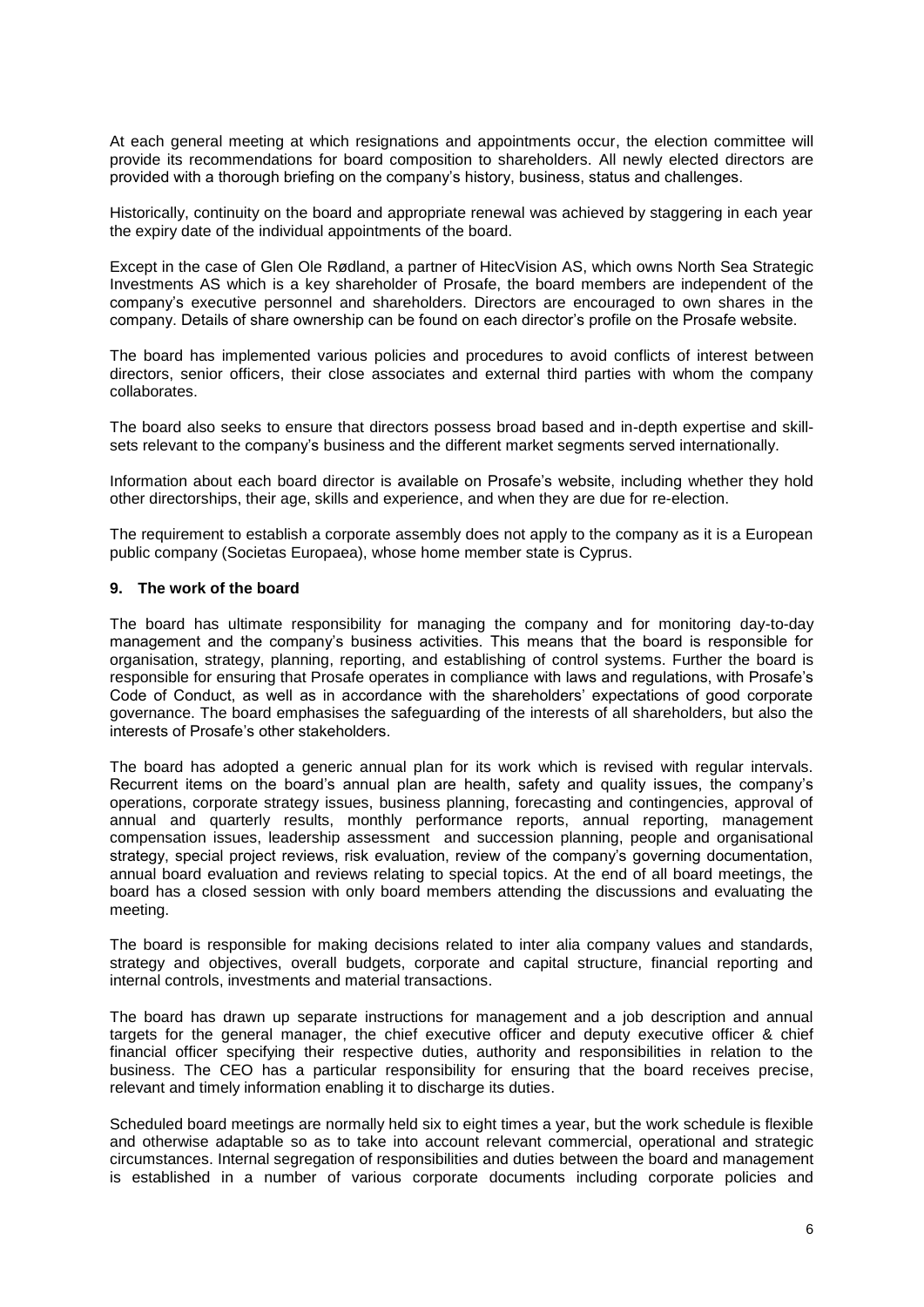At each general meeting at which resignations and appointments occur, the election committee will provide its recommendations for board composition to shareholders. All newly elected directors are provided with a thorough briefing on the company's history, business, status and challenges.

Historically, continuity on the board and appropriate renewal was achieved by staggering in each year the expiry date of the individual appointments of the board.

Except in the case of Glen Ole Rødland, a partner of HitecVision AS, which owns North Sea Strategic Investments AS which is a key shareholder of Prosafe, the board members are independent of the company's executive personnel and shareholders. Directors are encouraged to own shares in the company. Details of share ownership can be found on each director's profile on the Prosafe website.

The board has implemented various policies and procedures to avoid conflicts of interest between directors, senior officers, their close associates and external third parties with whom the company collaborates.

The board also seeks to ensure that directors possess broad based and in-depth expertise and skill-sets relevant to the company's business and the different market segments served internationally.

Information about each board director is available on Prosafe's website, including whether they hold other directorships, their age, skills and experience, and when they are due for re-election.

The requirement to establish a corporate assembly does not apply to the company as it is a European public company (Societas Europaea), whose home member state is Cyprus.

## 9. The work of the board

The board has ultimate responsibility for managing the company and for monitoring day-to-day management and the company's business activities. This means that the board is responsible for organisation, strategy, planning, reporting, and establishing of control systems. Further the board is responsible for ensuring that Prosafe operates in compliance with laws and regulations, with Prosafe's Code of Conduct, as well as in accordance with the shareholders' expectations of good corporate governance. The board emphasises the safeguarding of the interests of all shareholders, but also the interests of Prosafe's other stakeholders.

The board has adopted a generic annual plan for its work which is revised with regular intervals. Recurrent items on the board's annual plan are health, safety and quality issues, the company's operations, corporate strategy issues, business planning, forecasting and contingencies, approval of annual and quarterly results, monthly performance reports, annual reporting, management compensation issues, leadership assessment and succession planning, people and organisational strategy, special project reviews, risk evaluation, review of the company's governing documentation, annual board evaluation and reviews relating to special topics. At the end of all board meetings, the board has a closed session with only board members attending the discussions and evaluating the meeting.

The board is responsible for making decisions related to inter alia company values and standards, strategy and objectives, overall budgets, corporate and capital structure, financial reporting and internal controls, investments and material transactions.

The board has drawn up separate instructions for management and a job description and annual targets for the general manager, the chief executive officer and deputy executive officer & chief financial officer specifying their respective duties, authority and responsibilities in relation to the business. The CEO has a particular responsibility for ensuring that the board receives precise, relevant and timely information enabling it to discharge its duties.

Scheduled board meetings are normally held six to eight times a year, but the work schedule is flexible and otherwise adaptable so as to take into account relevant commercial, operational and strategic circumstances. Internal segregation of responsibilities and duties between the board and management is established in a number of various corporate documents including corporate policies and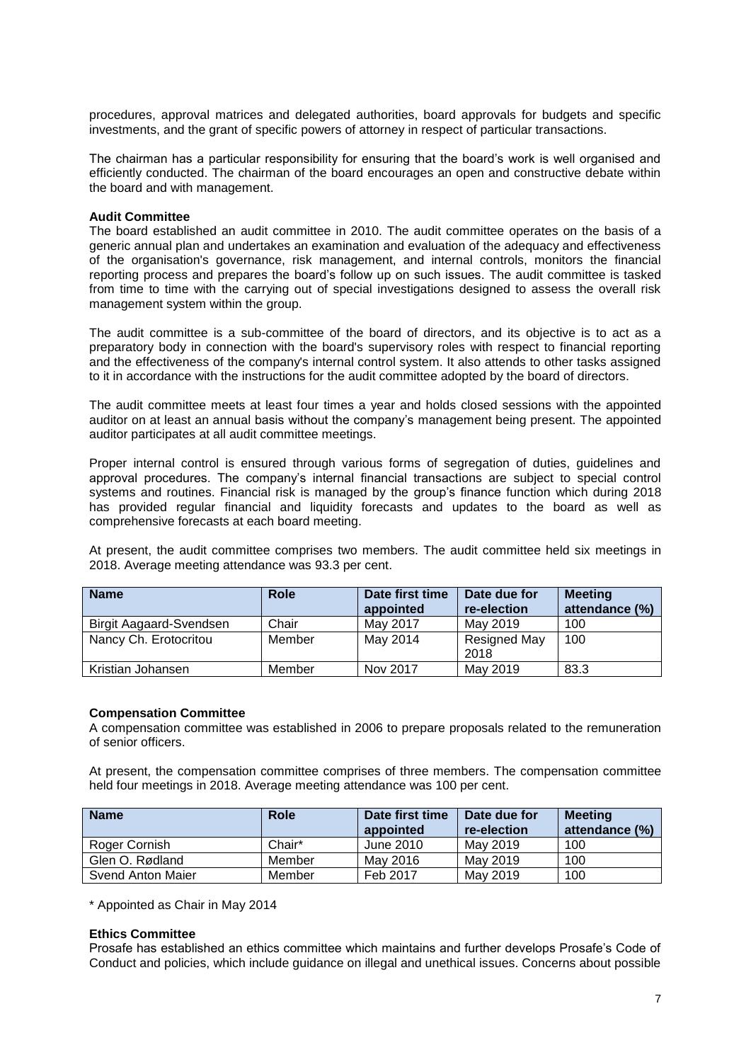procedures, approval matrices and delegated authorities, board approvals for budgets and specific investments, and the grant of specific powers of attorney in respect of particular transactions.

The chairman has a particular responsibility for ensuring that the board's work is well organised and efficiently conducted. The chairman of the board encourages an open and constructive debate within the board and with management.

**Audit Committee**

The board established an audit committee in 2010. The audit committee operates on the basis of a generic annual plan and undertakes an examination and evaluation of the adequacy and effectiveness of the organisation's governance, risk management, and internal controls, monitors the financial reporting process and prepares the board's follow up on such issues. The audit committee is tasked from time to time with the carrying out of special investigations designed to assess the overall risk management system within the group.

The audit committee is a sub-committee of the board of directors, and its objective is to act as a preparatory body in connection with the board's supervisory roles with respect to financial reporting and the effectiveness of the company's internal control system. It also attends to other tasks assigned to it in accordance with the instructions for the audit committee adopted by the board of directors.

The audit committee meets at least four times a year and holds closed sessions with the appointed auditor on at least an annual basis without the company's management being present. The appointed auditor participates at all audit committee meetings.

Proper internal control is ensured through various forms of segregation of duties, guidelines and approval procedures. The company's internal financial transactions are subject to special control systems and routines. Financial risk is managed by the group's finance function which during 2018 has provided regular financial and liquidity forecasts and updates to the board as well as comprehensive forecasts at each board meeting.

At present, the audit committee comprises two members. The audit committee held six meetings in 2018. Average meeting attendance was 93.3 per cent.

| Name | Role | Date first time appointed | Date due for re-election | Meeting attendance (%) |
|---|---|---|---|---|
| Birgit Aagaard-Svendsen | Chair | May 2017 | May 2019 | 100 |
| Nancy Ch. Erotocritou | Member | May 2014 | Resigned May 2018 | 100 |
| Kristian Johansen | Member | Nov 2017 | May 2019 | 83.3 |

**Compensation Committee**

A compensation committee was established in 2006 to prepare proposals related to the remuneration of senior officers.

At present, the compensation committee comprises of three members. The compensation committee held four meetings in 2018. Average meeting attendance was 100 per cent.

| Name | Role | Date first time appointed | Date due for re-election | Meeting attendance (%) |
|---|---|---|---|---|
| Roger Cornish | Chair* | June 2010 | May 2019 | 100 |
| Glen O. Rødland | Member | May 2016 | May 2019 | 100 |
| Svend Anton Maier | Member | Feb 2017 | May 2019 | 100 |

\* Appointed as Chair in May 2014

**Ethics Committee**

Prosafe has established an ethics committee which maintains and further develops Prosafe's Code of Conduct and policies, which include guidance on illegal and unethical issues. Concerns about possible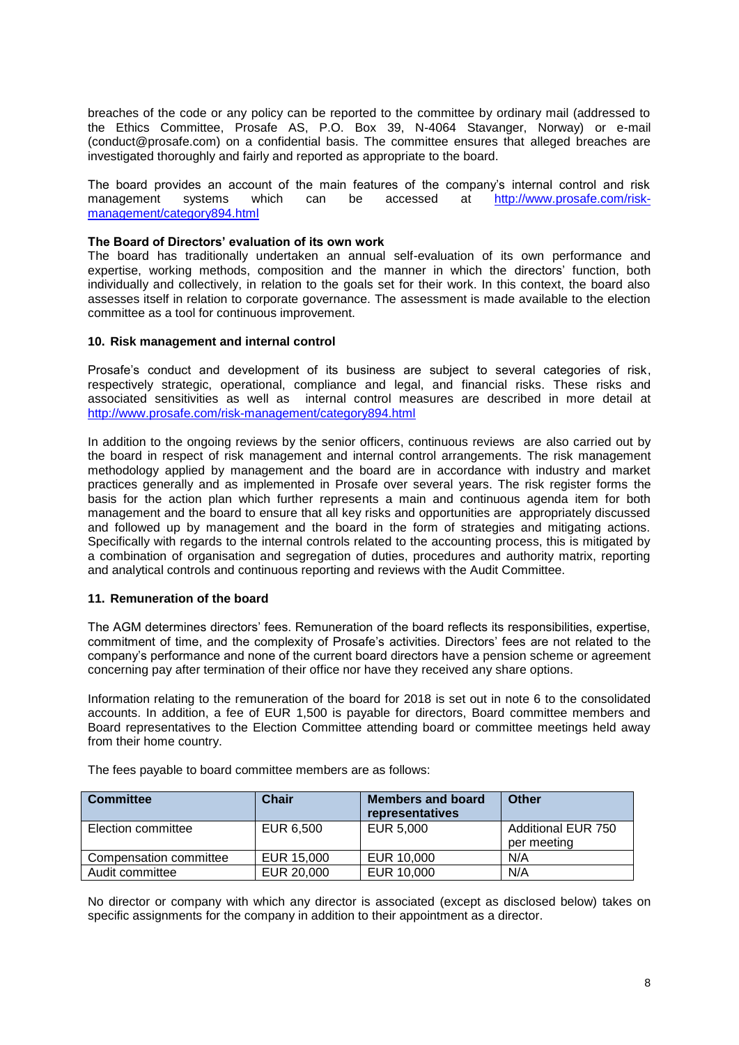breaches of the code or any policy can be reported to the committee by ordinary mail (addressed to the Ethics Committee, Prosafe AS, P.O. Box 39, N-4064 Stavanger, Norway) or e-mail (conduct@prosafe.com) on a confidential basis. The committee ensures that alleged breaches are investigated thoroughly and fairly and reported as appropriate to the board.

The board provides an account of the main features of the company's internal control and risk management systems which can be accessed at [http://www.prosafe.com/risk-management/category894.html](http://www.prosafe.com/risk-management/category894.html)

**The Board of Directors' evaluation of its own work**

The board has traditionally undertaken an annual self-evaluation of its own performance and expertise, working methods, composition and the manner in which the directors' function, both individually and collectively, in relation to the goals set for their work. In this context, the board also assesses itself in relation to corporate governance. The assessment is made available to the election committee as a tool for continuous improvement.

## 10. Risk management and internal control

Prosafe's conduct and development of its business are subject to several categories of risk, respectively strategic, operational, compliance and legal, and financial risks. These risks and associated sensitivities as well as internal control measures are described in more detail at [http://www.prosafe.com/risk-management/category894.html](http://www.prosafe.com/risk-management/category894.html)

In addition to the ongoing reviews by the senior officers, continuous reviews are also carried out by the board in respect of risk management and internal control arrangements. The risk management methodology applied by management and the board are in accordance with industry and market practices generally and as implemented in Prosafe over several years. The risk register forms the basis for the action plan which further represents a main and continuous agenda item for both management and the board to ensure that all key risks and opportunities are appropriately discussed and followed up by management and the board in the form of strategies and mitigating actions. Specifically with regards to the internal controls related to the accounting process, this is mitigated by a combination of organisation and segregation of duties, procedures and authority matrix, reporting and analytical controls and continuous reporting and reviews with the Audit Committee.

## 11. Remuneration of the board

The AGM determines directors' fees. Remuneration of the board reflects its responsibilities, expertise, commitment of time, and the complexity of Prosafe's activities. Directors' fees are not related to the company's performance and none of the current board directors have a pension scheme or agreement concerning pay after termination of their office nor have they received any share options.

Information relating to the remuneration of the board for 2018 is set out in note 6 to the consolidated accounts. In addition, a fee of EUR 1,500 is payable for directors, Board committee members and Board representatives to the Election Committee attending board or committee meetings held away from their home country.

The fees payable to board committee members are as follows:

| Committee | Chair | Members and board representatives | Other |
|---|---|---|---|
| Election committee | EUR 6,500 | EUR 5,000 | Additional EUR 750 per meeting |
| Compensation committee | EUR 15,000 | EUR 10,000 | N/A |
| Audit committee | EUR 20,000 | EUR 10,000 | N/A |

No director or company with which any director is associated (except as disclosed below) takes on specific assignments for the company in addition to their appointment as a director.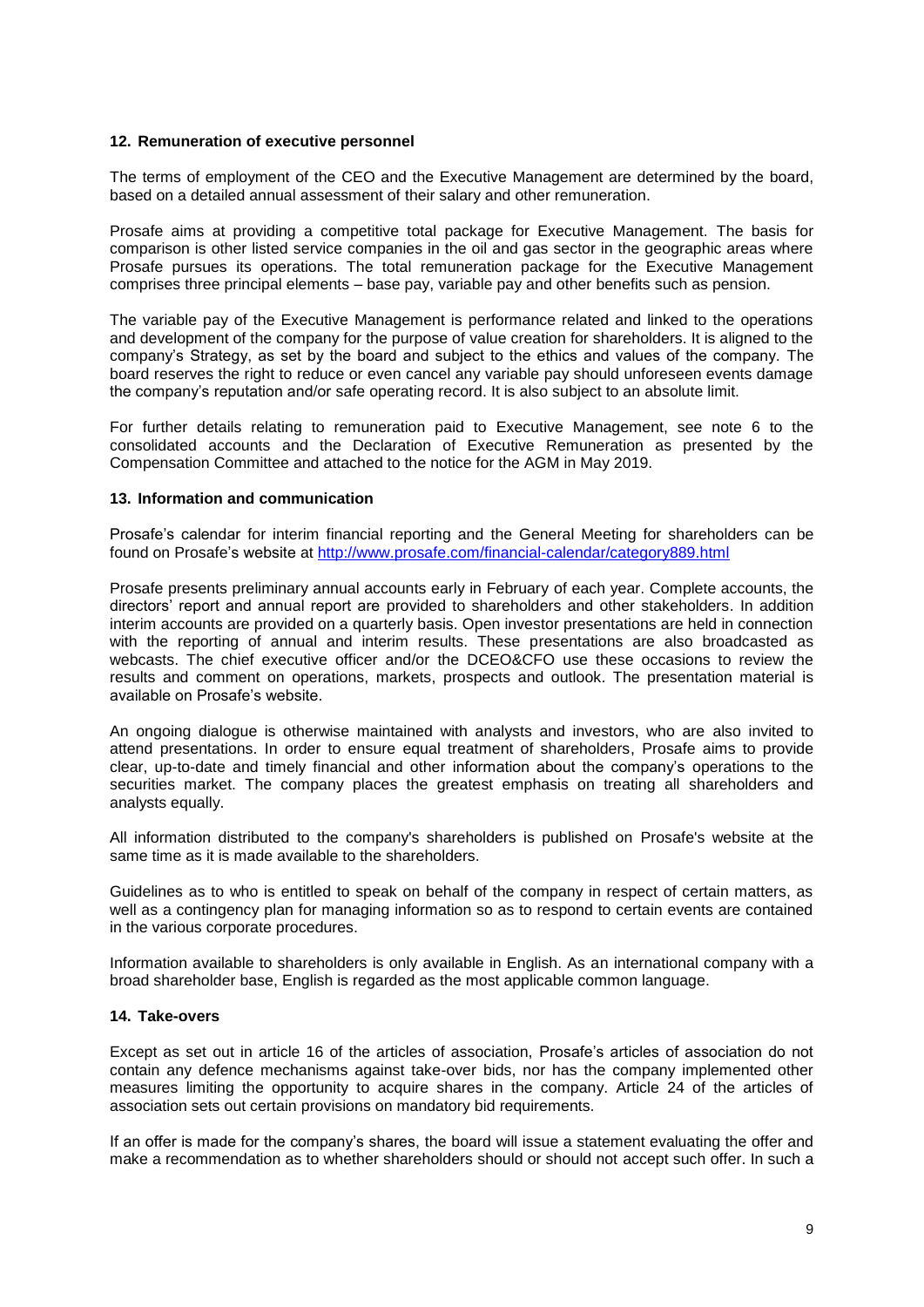## 12. Remuneration of executive personnel

The terms of employment of the CEO and the Executive Management are determined by the board, based on a detailed annual assessment of their salary and other remuneration.

Prosafe aims at providing a competitive total package for Executive Management. The basis for comparison is other listed service companies in the oil and gas sector in the geographic areas where Prosafe pursues its operations. The total remuneration package for the Executive Management comprises three principal elements – base pay, variable pay and other benefits such as pension.

The variable pay of the Executive Management is performance related and linked to the operations and development of the company for the purpose of value creation for shareholders. It is aligned to the company's Strategy, as set by the board and subject to the ethics and values of the company. The board reserves the right to reduce or even cancel any variable pay should unforeseen events damage the company's reputation and/or safe operating record. It is also subject to an absolute limit.

For further details relating to remuneration paid to Executive Management, see note 6 to the consolidated accounts and the Declaration of Executive Remuneration as presented by the Compensation Committee and attached to the notice for the AGM in May 2019.

## 13. Information and communication

Prosafe's calendar for interim financial reporting and the General Meeting for shareholders can be found on Prosafe's website at http://www.prosafe.com/financial-calendar/category889.html

Prosafe presents preliminary annual accounts early in February of each year. Complete accounts, the directors' report and annual report are provided to shareholders and other stakeholders. In addition interim accounts are provided on a quarterly basis. Open investor presentations are held in connection with the reporting of annual and interim results. These presentations are also broadcasted as webcasts. The chief executive officer and/or the DCEO&CFO use these occasions to review the results and comment on operations, markets, prospects and outlook. The presentation material is available on Prosafe's website.

An ongoing dialogue is otherwise maintained with analysts and investors, who are also invited to attend presentations. In order to ensure equal treatment of shareholders, Prosafe aims to provide clear, up-to-date and timely financial and other information about the company's operations to the securities market. The company places the greatest emphasis on treating all shareholders and analysts equally.

All information distributed to the company's shareholders is published on Prosafe's website at the same time as it is made available to the shareholders.

Guidelines as to who is entitled to speak on behalf of the company in respect of certain matters, as well as a contingency plan for managing information so as to respond to certain events are contained in the various corporate procedures.

Information available to shareholders is only available in English. As an international company with a broad shareholder base, English is regarded as the most applicable common language.

## 14. Take-overs

Except as set out in article 16 of the articles of association, Prosafe's articles of association do not contain any defence mechanisms against take-over bids, nor has the company implemented other measures limiting the opportunity to acquire shares in the company. Article 24 of the articles of association sets out certain provisions on mandatory bid requirements.

If an offer is made for the company's shares, the board will issue a statement evaluating the offer and make a recommendation as to whether shareholders should or should not accept such offer. In such a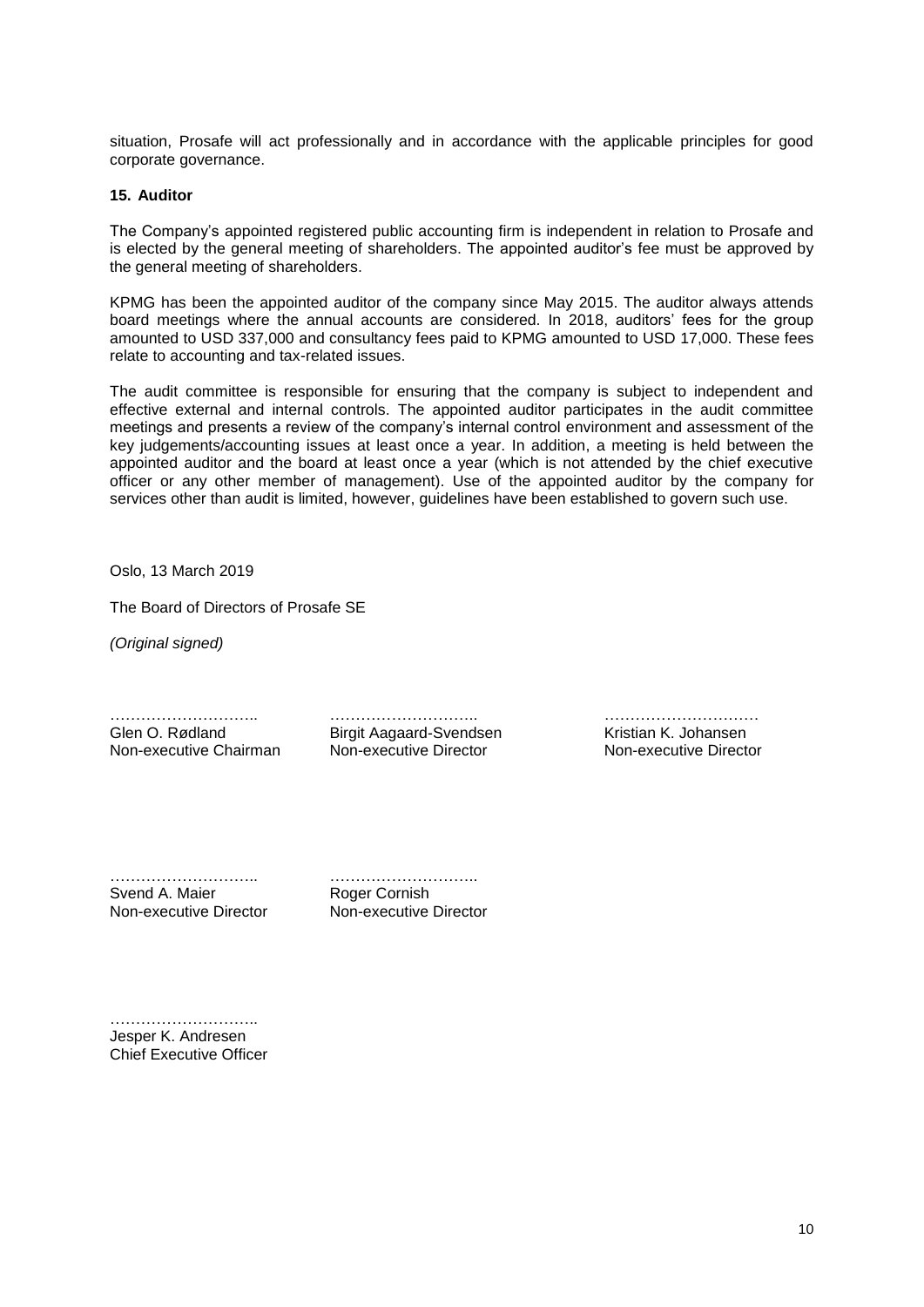situation, Prosafe will act professionally and in accordance with the applicable principles for good corporate governance.

## 15. Auditor

The Company's appointed registered public accounting firm is independent in relation to Prosafe and is elected by the general meeting of shareholders. The appointed auditor's fee must be approved by the general meeting of shareholders.

KPMG has been the appointed auditor of the company since May 2015. The auditor always attends board meetings where the annual accounts are considered. In 2018, auditors' fees for the group amounted to USD 337,000 and consultancy fees paid to KPMG amounted to USD 17,000. These fees relate to accounting and tax-related issues.

The audit committee is responsible for ensuring that the company is subject to independent and effective external and internal controls. The appointed auditor participates in the audit committee meetings and presents a review of the company's internal control environment and assessment of the key judgements/accounting issues at least once a year. In addition, a meeting is held between the appointed auditor and the board at least once a year (which is not attended by the chief executive officer or any other member of management). Use of the appointed auditor by the company for services other than audit is limited, however, guidelines have been established to govern such use.

Oslo, 13 March 2019

The Board of Directors of Prosafe SE

*(Original signed)*

| | | |
|---|---|---|
| ……………………….. | ……………………….. | ………………………… |
| Glen O. Rødland | Birgit Aagaard-Svendsen | Kristian K. Johansen |
| Non-executive Chairman | Non-executive Director | Non-executive Director |

| | |
|---|---|
| ……………………….. | ……………………….. |
| Svend A. Maier | Roger Cornish |
| Non-executive Director | Non-executive Director |

………………………..
Jesper K. Andresen
Chief Executive Officer